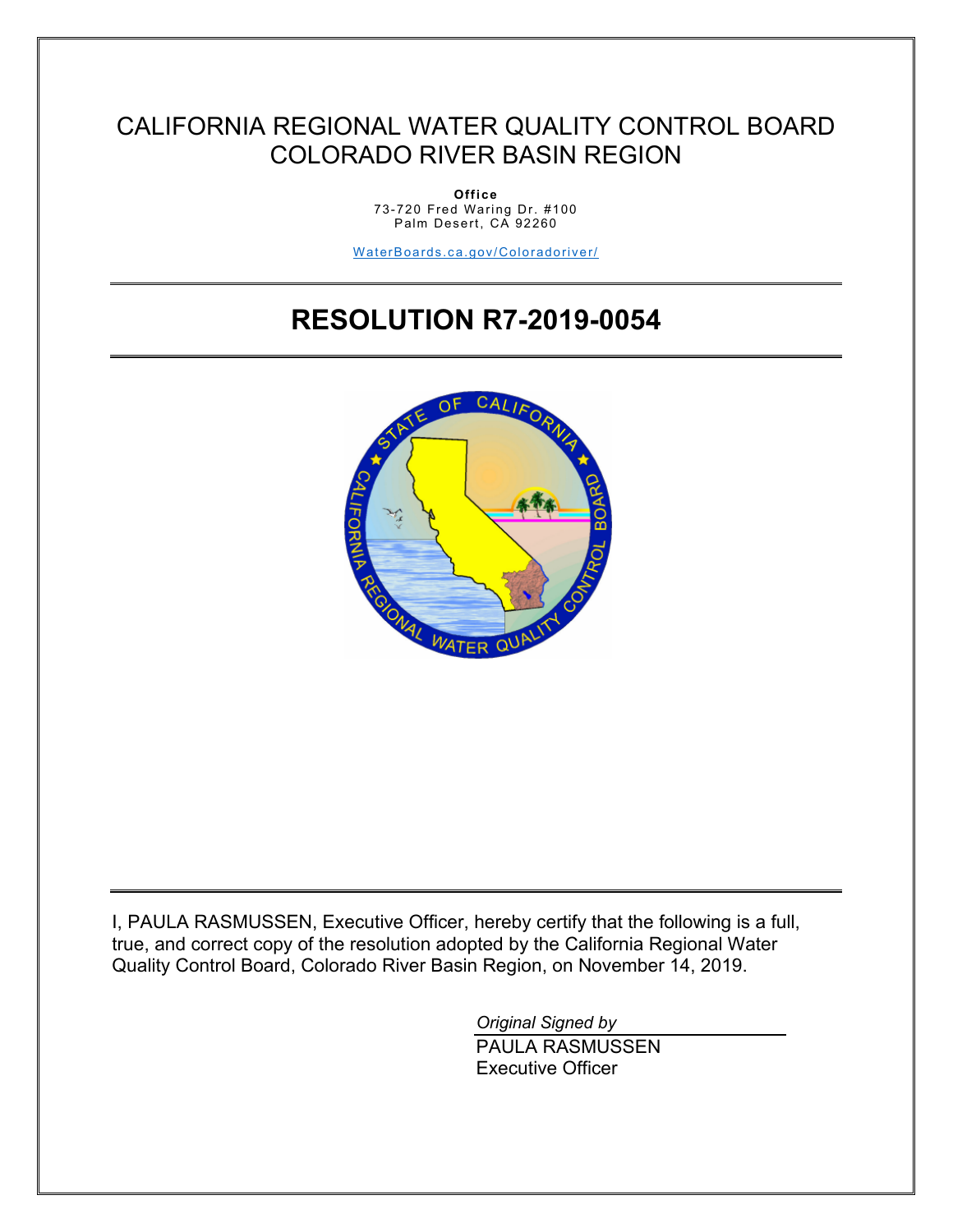# CALIFORNIA REGIONAL WATER QUALITY CONTROL BOARD COLORADO RIVER BASIN REGION

**Office**
73-720 Fred Waring Dr. #100
Palm Desert, CA 92260

WaterBoards.ca.gov/Coloradoriver/

---

# RESOLUTION R7-2019-0054

---

I, PAULA RASMUSSEN, Executive Officer, hereby certify that the following is a full, true, and correct copy of the resolution adopted by the California Regional Water Quality Control Board, Colorado River Basin Region, on November 14, 2019.

*Original Signed by*
PAULA RASMUSSEN
Executive Officer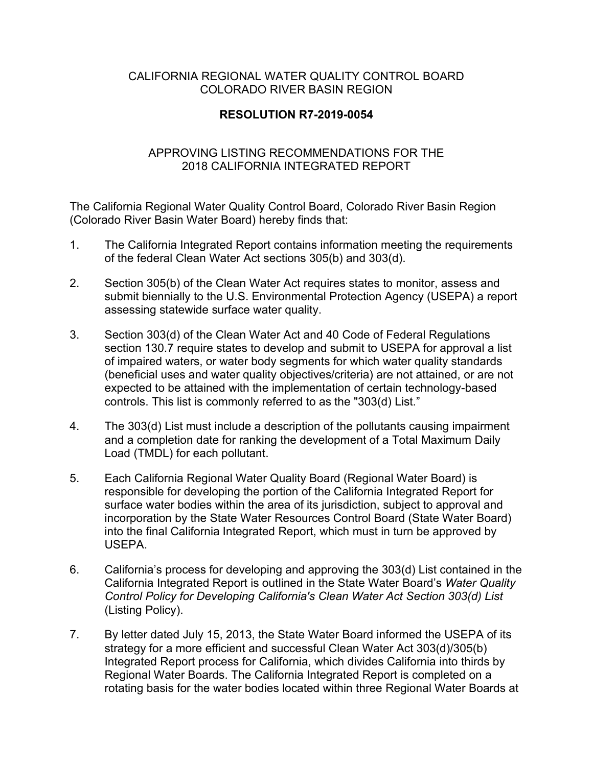CALIFORNIA REGIONAL WATER QUALITY CONTROL BOARD
COLORADO RIVER BASIN REGION

**RESOLUTION R7-2019-0054**

APPROVING LISTING RECOMMENDATIONS FOR THE
2018 CALIFORNIA INTEGRATED REPORT

The California Regional Water Quality Control Board, Colorado River Basin Region (Colorado River Basin Water Board) hereby finds that:

1. The California Integrated Report contains information meeting the requirements of the federal Clean Water Act sections 305(b) and 303(d).

2. Section 305(b) of the Clean Water Act requires states to monitor, assess and submit biennially to the U.S. Environmental Protection Agency (USEPA) a report assessing statewide surface water quality.

3. Section 303(d) of the Clean Water Act and 40 Code of Federal Regulations section 130.7 require states to develop and submit to USEPA for approval a list of impaired waters, or water body segments for which water quality standards (beneficial uses and water quality objectives/criteria) are not attained, or are not expected to be attained with the implementation of certain technology-based controls. This list is commonly referred to as the "303(d) List."

4. The 303(d) List must include a description of the pollutants causing impairment and a completion date for ranking the development of a Total Maximum Daily Load (TMDL) for each pollutant.

5. Each California Regional Water Quality Board (Regional Water Board) is responsible for developing the portion of the California Integrated Report for surface water bodies within the area of its jurisdiction, subject to approval and incorporation by the State Water Resources Control Board (State Water Board) into the final California Integrated Report, which must in turn be approved by USEPA.

6. California's process for developing and approving the 303(d) List contained in the California Integrated Report is outlined in the State Water Board's *Water Quality Control Policy for Developing California's Clean Water Act Section 303(d) List* (Listing Policy).

7. By letter dated July 15, 2013, the State Water Board informed the USEPA of its strategy for a more efficient and successful Clean Water Act 303(d)/305(b) Integrated Report process for California, which divides California into thirds by Regional Water Boards. The California Integrated Report is completed on a rotating basis for the water bodies located within three Regional Water Boards at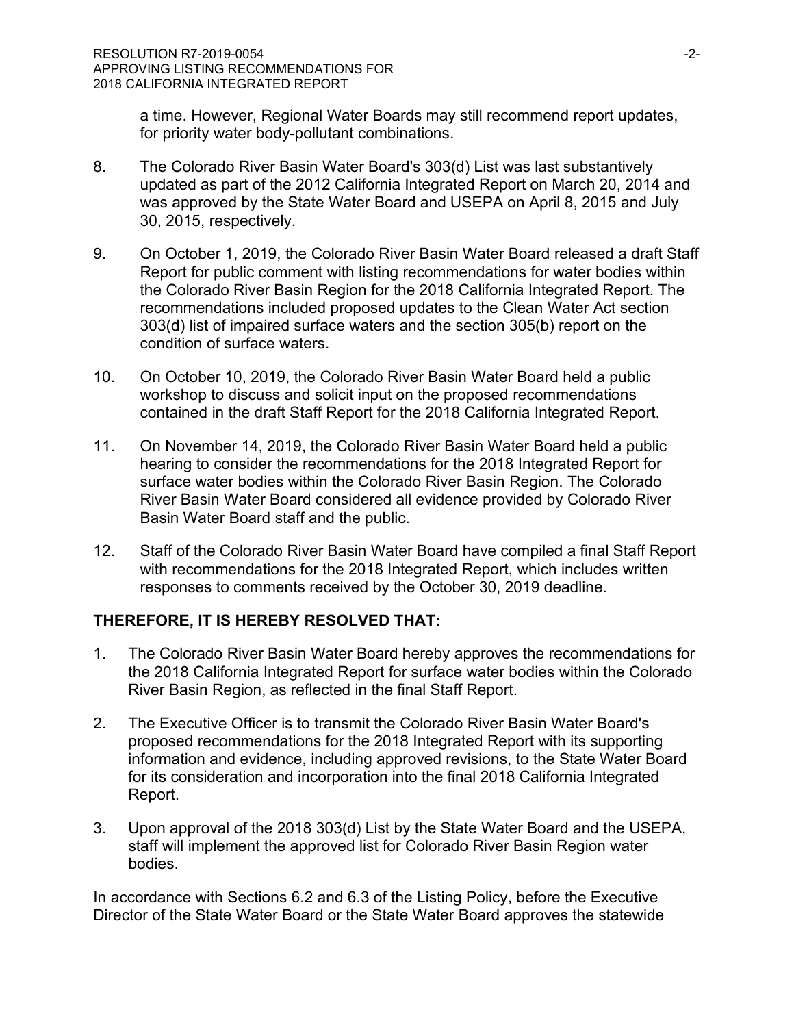a time. However, Regional Water Boards may still recommend report updates, for priority water body-pollutant combinations.

8. The Colorado River Basin Water Board's 303(d) List was last substantively updated as part of the 2012 California Integrated Report on March 20, 2014 and was approved by the State Water Board and USEPA on April 8, 2015 and July 30, 2015, respectively.

9. On October 1, 2019, the Colorado River Basin Water Board released a draft Staff Report for public comment with listing recommendations for water bodies within the Colorado River Basin Region for the 2018 California Integrated Report. The recommendations included proposed updates to the Clean Water Act section 303(d) list of impaired surface waters and the section 305(b) report on the condition of surface waters.

10. On October 10, 2019, the Colorado River Basin Water Board held a public workshop to discuss and solicit input on the proposed recommendations contained in the draft Staff Report for the 2018 California Integrated Report.

11. On November 14, 2019, the Colorado River Basin Water Board held a public hearing to consider the recommendations for the 2018 Integrated Report for surface water bodies within the Colorado River Basin Region. The Colorado River Basin Water Board considered all evidence provided by Colorado River Basin Water Board staff and the public.

12. Staff of the Colorado River Basin Water Board have compiled a final Staff Report with recommendations for the 2018 Integrated Report, which includes written responses to comments received by the October 30, 2019 deadline.

**THEREFORE, IT IS HEREBY RESOLVED THAT:**

1. The Colorado River Basin Water Board hereby approves the recommendations for the 2018 California Integrated Report for surface water bodies within the Colorado River Basin Region, as reflected in the final Staff Report.

2. The Executive Officer is to transmit the Colorado River Basin Water Board's proposed recommendations for the 2018 Integrated Report with its supporting information and evidence, including approved revisions, to the State Water Board for its consideration and incorporation into the final 2018 California Integrated Report.

3. Upon approval of the 2018 303(d) List by the State Water Board and the USEPA, staff will implement the approved list for Colorado River Basin Region water bodies.

In accordance with Sections 6.2 and 6.3 of the Listing Policy, before the Executive Director of the State Water Board or the State Water Board approves the statewide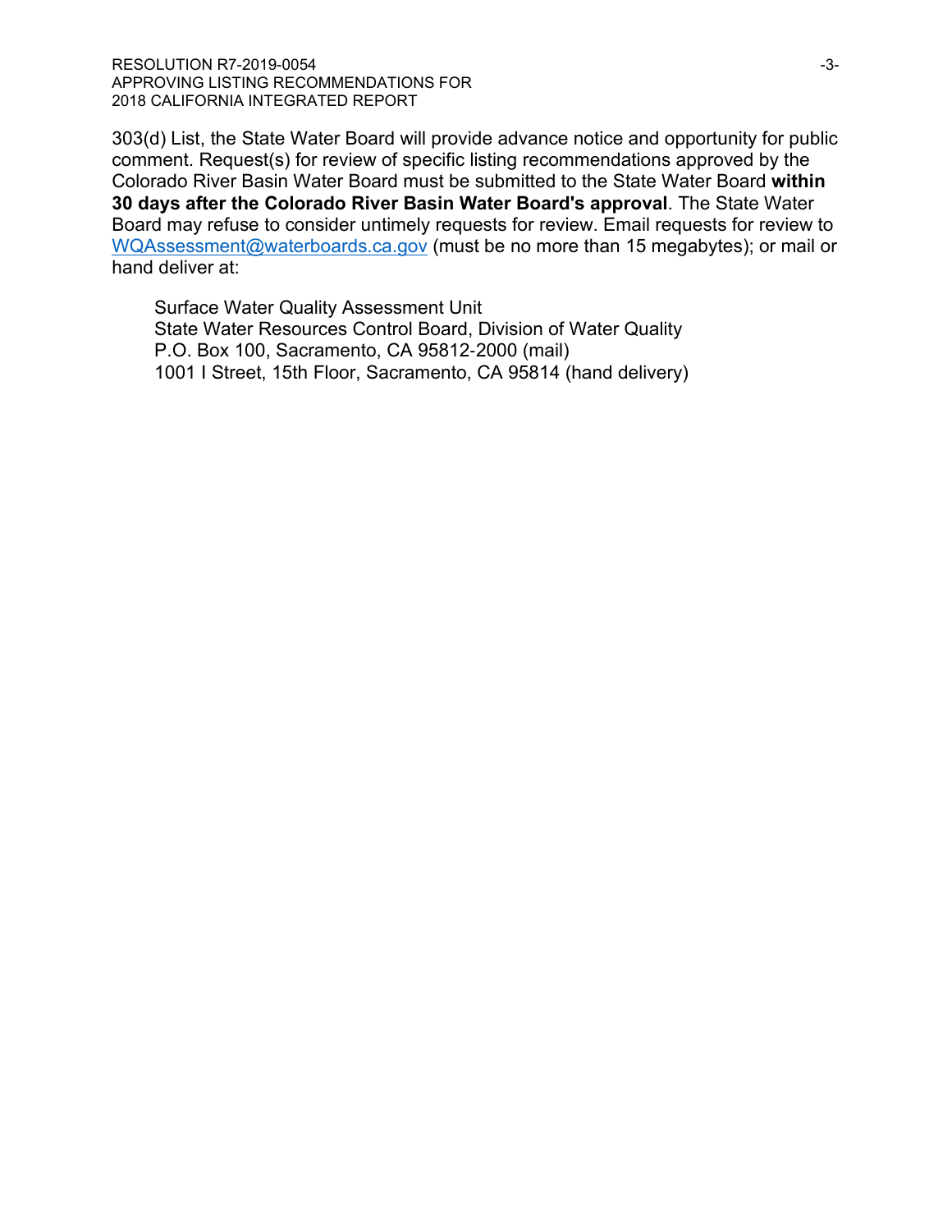303(d) List, the State Water Board will provide advance notice and opportunity for public comment. Request(s) for review of specific listing recommendations approved by the Colorado River Basin Water Board must be submitted to the State Water Board **within 30 days after the Colorado River Basin Water Board's approval**. The State Water Board may refuse to consider untimely requests for review. Email requests for review to WQAssessment@waterboards.ca.gov (must be no more than 15 megabytes); or mail or hand deliver at:

Surface Water Quality Assessment Unit
State Water Resources Control Board, Division of Water Quality
P.O. Box 100, Sacramento, CA 95812-2000 (mail)
1001 I Street, 15th Floor, Sacramento, CA 95814 (hand delivery)